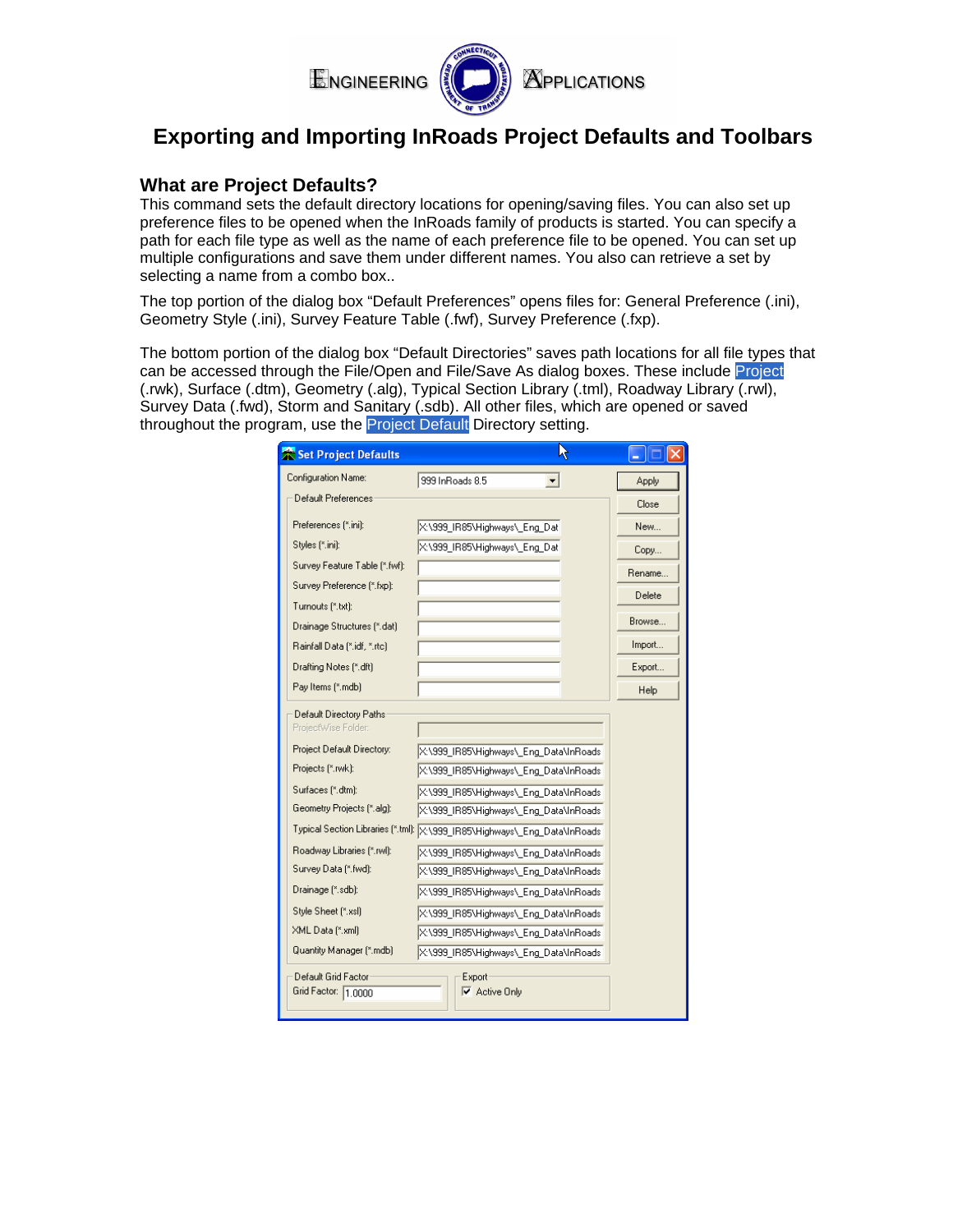ENGINEERING APPLICATIONS

# Exporting and Importing InRoads Project Defaults and Toolbars

## What are Project Defaults?

This command sets the default directory locations for opening/saving files. You can also set up preference files to be opened when the InRoads family of products is started. You can specify a path for each file type as well as the name of each preference file to be opened. You can set up multiple configurations and save them under different names. You also can retrieve a set by selecting a name from a combo box..

The top portion of the dialog box "Default Preferences" opens files for: General Preference (.ini), Geometry Style (.ini), Survey Feature Table (.fwf), Survey Preference (.fxp).

The bottom portion of the dialog box "Default Directories" saves path locations for all file types that can be accessed through the File/Open and File/Save As dialog boxes. These include Project (.rwk), Surface (.dtm), Geometry (.alg), Typical Section Library (.tml), Roadway Library (.rwl), Survey Data (.fwd), Storm and Sanitary (.sdb). All other files, which are opened or saved throughout the program, use the Project Default Directory setting.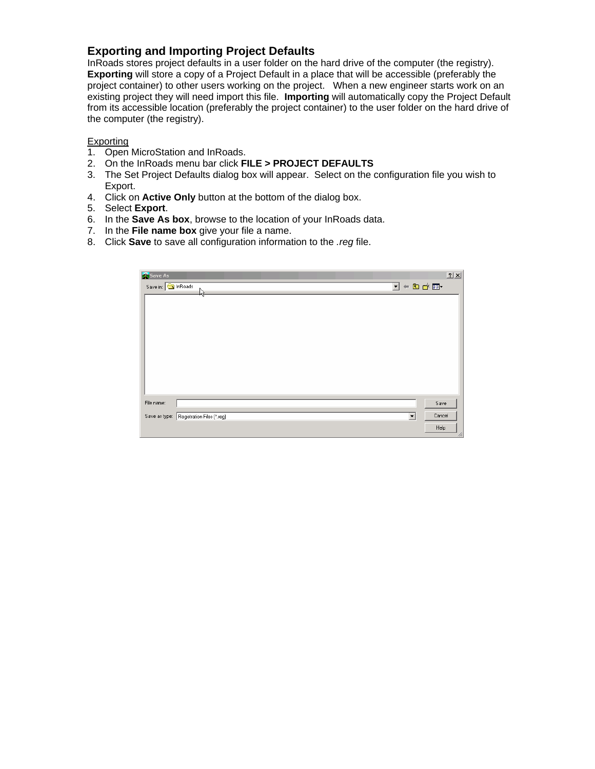## Exporting and Importing Project Defaults

InRoads stores project defaults in a user folder on the hard drive of the computer (the registry). **Exporting** will store a copy of a Project Default in a place that will be accessible (preferably the project container) to other users working on the project. When a new engineer starts work on an existing project they will need import this file. **Importing** will automatically copy the Project Default from its accessible location (preferably the project container) to the user folder on the hard drive of the computer (the registry).

<u>Exporting</u>

1. Open MicroStation and InRoads.
2. On the InRoads menu bar click **FILE > PROJECT DEFAULTS**
3. The Set Project Defaults dialog box will appear. Select on the configuration file you wish to Export.
4. Click on **Active Only** button at the bottom of the dialog box.
5. Select **Export**.
6. In the **Save As box**, browse to the location of your InRoads data.
7. In the **File name box** give your file a name.
8. Click **Save** to save all configuration information to the *.reg* file.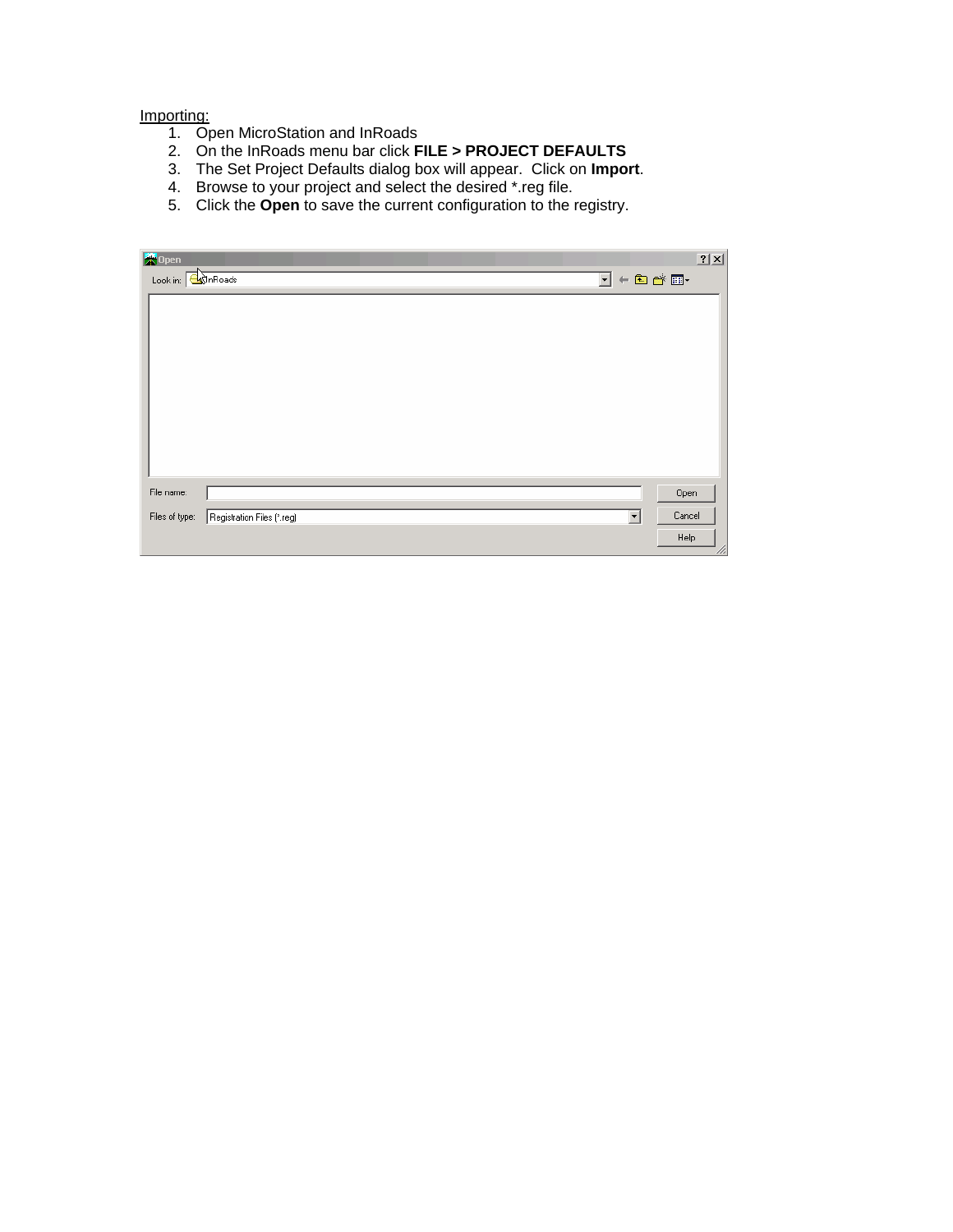Importing:

1. Open MicroStation and InRoads
2. On the InRoads menu bar click **FILE > PROJECT DEFAULTS**
3. The Set Project Defaults dialog box will appear. Click on **Import**.
4. Browse to your project and select the desired *.reg file.
5. Click the **Open** to save the current configuration to the registry.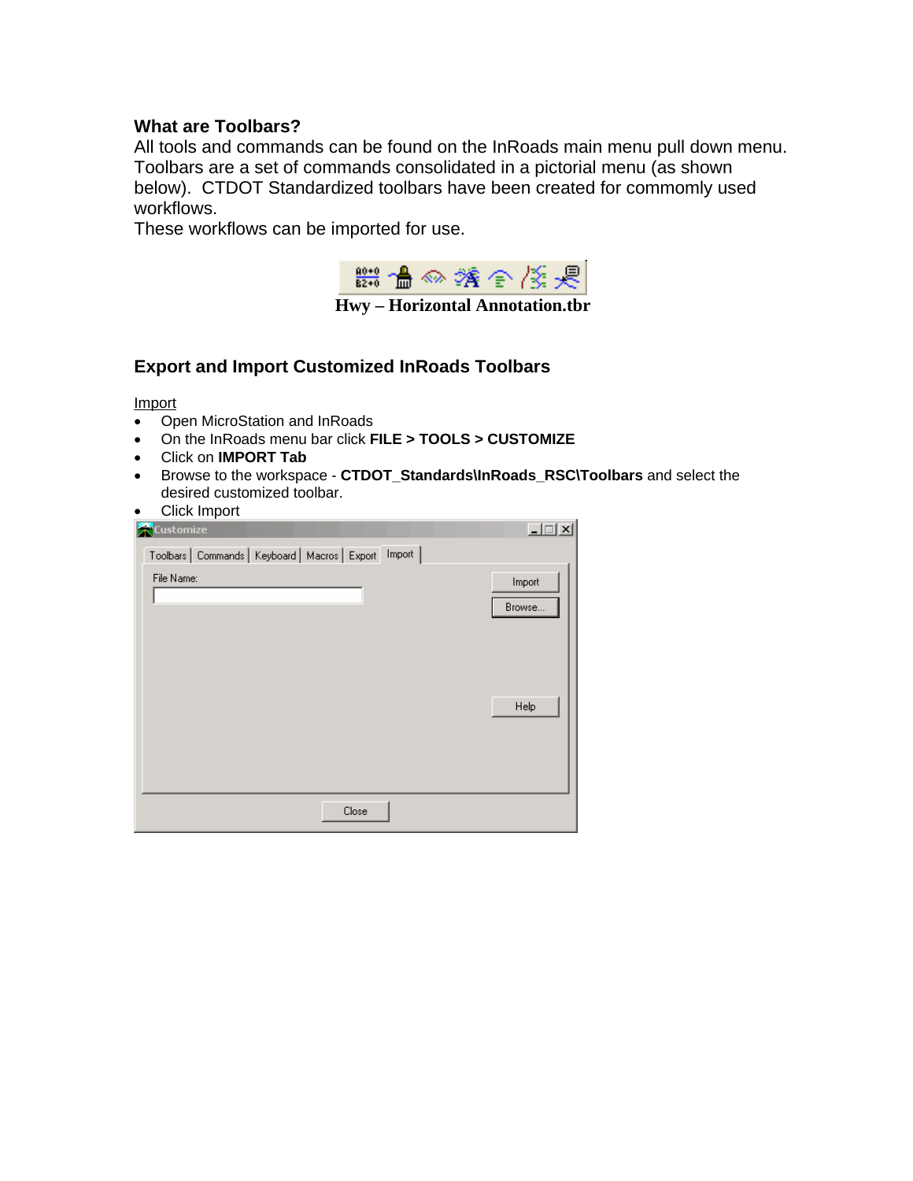**What are Toolbars?**

All tools and commands can be found on the InRoads main menu pull down menu. Toolbars are a set of commands consolidated in a pictorial menu (as shown below). CTDOT Standardized toolbars have been created for commonly used workflows.

These workflows can be imported for use.

**Hwy – Horizontal Annotation.tbr**

## Export and Import Customized InRoads Toolbars

Import

- Open MicroStation and InRoads
- On the InRoads menu bar click **FILE > TOOLS > CUSTOMIZE**
- Click on **IMPORT Tab**
- Browse to the workspace - **CTDOT_Standards\InRoads_RSC\Toolbars** and select the desired customized toolbar.
- Click Import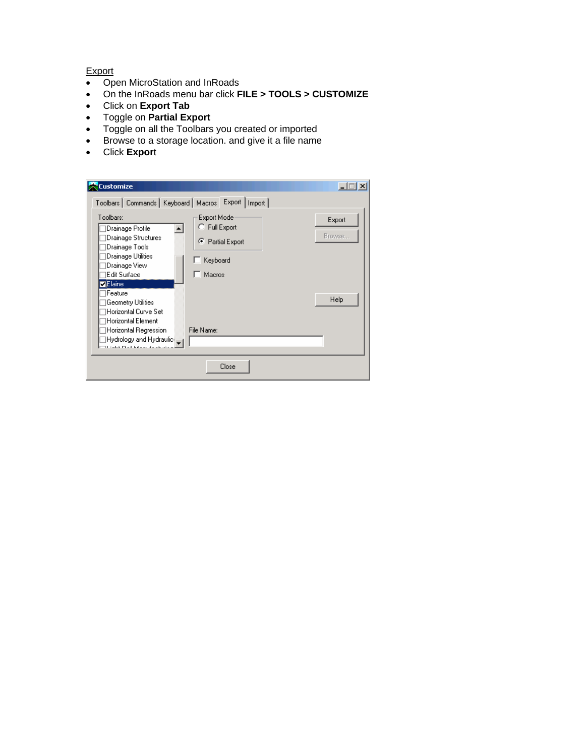Export

- Open MicroStation and InRoads
- On the InRoads menu bar click **FILE > TOOLS > CUSTOMIZE**
- Click on **Export Tab**
- Toggle on **Partial Export**
- Toggle on all the Toolbars you created or imported
- Browse to a storage location. and give it a file name
- Click **Expor**t